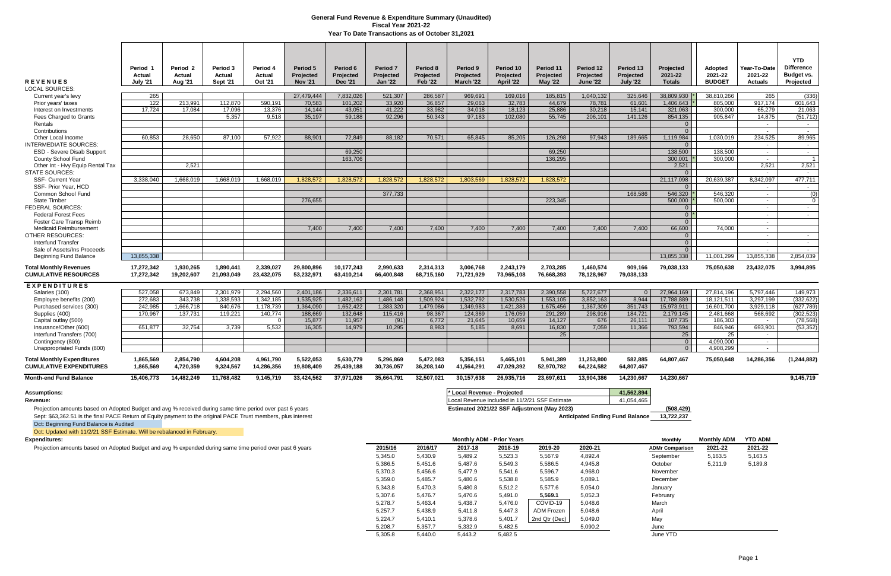# General Fund Revenue & Expenditure Summary (Unaudited)
## Fiscal Year 2021-22
### Year To Date Transactions as of October 31,2021

| REVENUES | Period 1 Actual July '21 | Period 2 Actual Aug '21 | Period 3 Actual Sept '21 | Period 4 Actual Oct '21 | Period 5 Projected Nov '21 | Period 6 Projected Dec '21 | Period 7 Projected Jan '22 | Period 8 Projected Feb '22 | Period 9 Projected March '22 | Period 10 Projected April '22 | Period 11 Projected May '22 | Period 12 Projected June '22 | Period 13 Projected July '22 | Projected 2021-22 Totals | | Adopted 2021-22 BUDGET | Year-To-Date 2021-22 Actuals | YTD Difference Budget vs. Projected |
|---|---|---|---|---|---|---|---|---|---|---|---|---|---|---|---|---|---|---|
| LOCAL SOURCES: | | | | | | | | | | | | | | | | | | |
| Current year's levy | 265 | | | | 27,479,444 | 7,832,026 | 521,307 | 286,587 | 969,691 | 169,016 | 185,815 | 1,040,132 | 325,646 | 38,809,930 | * | 38,810,266 | 265 | (336) |
| Prior years' taxes | 122 | 213,991 | 112,870 | 590,191 | 70,583 | 101,202 | 33,920 | 36,857 | 29,063 | 32,783 | 44,679 | 78,781 | 61,601 | 1,406,643 | * | 805,000 | 917,174 | 601,643 |
| Interest on Investments | 17,724 | 17,084 | 17,096 | 13,376 | 14,144 | 43,051 | 41,222 | 33,982 | 34,018 | 18,123 | 25,886 | 30,218 | 15,141 | 321,063 | | 300,000 | 65,279 | 21,063 |
| Fees Charged to Grants | | | 5,357 | 9,518 | 35,197 | 59,188 | 92,296 | 50,343 | 97,183 | 102,080 | 55,745 | 206,101 | 141,126 | 854,135 | | 905,847 | 14,875 | (51,712) |
| Rentals | | | | | | | | | | | | | | 0 | | | | |
| Contributions | | | | | | | | | | | | | | 0 | | | - | - |
| Other Local Income | 60,853 | 28,650 | 87,100 | 57,922 | 88,901 | 72,849 | 88,182 | 70,571 | 65,845 | 85,205 | 126,298 | 97,943 | 189,665 | 1,119,984 | | 1,030,019 | 234,525 | 89,965 |
| INTERMEDIATE SOURCES: | | | | | | | | | | | | | | 0 | | | - | - |
| ESD - Severe Disab Support | | | | | | 69,250 | | | | | 69,250 | | | 138,500 | | 138,500 | - | - |
| County School Fund | | | | | | 163,706 | | | | | 136,295 | | | 300,001 | * | 300,000 | - | 1 |
| Other Int - Hvy Equip Rental Tax | | 2,521 | | | | | | | | | | | | 2,521 | | | 2,521 | 2,521 |
| STATE SOURCES: | | | | | | | | | | | | | | 0 | | | - | - |
| SSF- Current Year | 3,338,040 | 1,668,019 | 1,668,019 | 1,668,019 | 1,828,572 | 1,828,572 | 1,828,572 | 1,828,572 | 1,803,569 | 1,828,572 | 1,828,572 | | | 21,117,098 | | 20,639,387 | 8,342,097 | 477,711 |
| SSF- Prior Year, HCD | | | | | | | | | | | | | | 0 | | | - | - |
| Common School Fund | | | | | | | 377,733 | | | | | | 168,586 | 546,320 | * | 546,320 | - | (0) |
| State Timber | | | | | 276,655 | | | | | | 223,345 | | | 500,000 | * | 500,000 | - | 0 |
| FEDERAL SOURCES: | | | | | | | | | | | | | | 0 | | | - | - |
| Federal Forest Fees | | | | | | | | | | | | | | 0 | * | | - | - |
| Foster Care Transp Reimb | | | | | | | | | | | | | | 0 | | | - | |
| Medicaid Reimbursement | | | | | 7,400 | 7,400 | 7,400 | 7,400 | 7,400 | 7,400 | 7,400 | 7,400 | 7,400 | 66,600 | | 74,000 | - | |
| OTHER RESOURCES: | | | | | | | | | | | | | | 0 | | | - | - |
| Interfund Transfer | | | | | | | | | | | | | | 0 | | | - | - |
| Sale of Assets/Ins Proceeds | | | | | | | | | | | | | | 0 | | | - | - |
| Beginning Fund Balance | 13,855,338 | | | | | | | | | | | | | 13,855,338 | | 11,001,299 | 13,855,338 | 2,854,039 |
| **Total Monthly Revenues** | 17,272,342 | 1,930,265 | 1,890,441 | 2,339,027 | 29,800,896 | 10,177,243 | 2,990,633 | 2,314,313 | 3,006,768 | 2,243,179 | 2,703,285 | 1,460,574 | 909,166 | 79,038,133 | | 75,050,638 | 23,432,075 | 3,994,895 |
| **CUMULATIVE RESOURCES** | 17,272,342 | 19,202,607 | 21,093,049 | 23,432,075 | 53,232,971 | 63,410,214 | 66,400,848 | 68,715,160 | 71,721,929 | 73,965,108 | 76,668,393 | 78,128,967 | 79,038,133 | | | | | |
| **EXPENDITURES** | | | | | | | | | | | | | | | | | | |
| Salaries (100) | 527,058 | 673,849 | 2,301,979 | 2,294,560 | 2,401,186 | 2,336,611 | 2,301,781 | 2,368,951 | 2,322,177 | 2,317,783 | 2,390,558 | 5,727,677 | 0 | 27,964,169 | | 27,814,196 | 5,797,446 | 149,973 |
| Employee benefits (200) | 272,683 | 343,738 | 1,338,593 | 1,342,185 | 1,535,925 | 1,482,162 | 1,486,148 | 1,509,924 | 1,532,792 | 1,530,526 | 1,553,105 | 3,852,163 | 8,944 | 17,788,889 | | 18,121,511 | 3,297,199 | (332,622) |
| Purchased services (300) | 242,985 | 1,666,718 | 840,676 | 1,178,739 | 1,364,090 | 1,652,422 | 1,383,320 | 1,479,086 | 1,349,983 | 1,421,383 | 1,675,456 | 1,367,309 | 351,743 | 15,973,911 | | 16,601,700 | 3,929,118 | (627,789) |
| Supplies (400) | 170,967 | 137,731 | 119,221 | 140,774 | 188,669 | 132,648 | 115,416 | 98,367 | 124,369 | 176,059 | 291,289 | 298,916 | 184,721 | 2,179,145 | | 2,481,668 | 568,692 | (302,523) |
| Capital outlay (500) | | | | 0 | 15,877 | 11,957 | (91) | 6,772 | 21,645 | 10,659 | 14,127 | 676 | 26,111 | 107,735 | | 186,303 | - | (78,568) |
| Insurance/Other (600) | 651,877 | 32,754 | 3,739 | 5,532 | 16,305 | 14,979 | 10,295 | 8,983 | 5,185 | 8,691 | 16,830 | 7,059 | 11,366 | 793,594 | | 846,946 | 693,901 | (53,352) |
| Interfund Transfers (700) | | | | | | | | | | | 25 | | | 25 | | 25 | - | |
| Contingency (800) | | | | | | | | | | | | | | 0 | | 4,090,000 | - | |
| Unappropriated Funds (800) | | | | | | | | | | | | | | 0 | | 4,908,299 | - | |
| **Total Monthly Expenditures** | 1,865,569 | 2,854,790 | 4,604,208 | 4,961,790 | 5,522,053 | 5,630,779 | 5,296,869 | 5,472,083 | 5,356,151 | 5,465,101 | 5,941,389 | 11,253,800 | 582,885 | 64,807,467 | | 75,050,648 | 14,286,356 | (1,244,882) |
| **CUMULATIVE EXPENDITURES** | 1,865,569 | 4,720,359 | 9,324,567 | 14,286,356 | 19,808,409 | 25,439,188 | 30,736,057 | 36,208,140 | 41,564,291 | 47,029,392 | 52,970,782 | 64,224,582 | 64,807,467 | | | | | |
| **Month-end Fund Balance** | 15,406,773 | 14,482,249 | 11,768,482 | 9,145,719 | 33,424,562 | 37,971,026 | 35,664,791 | 32,507,021 | 30,157,638 | 26,935,716 | 23,697,611 | 13,904,386 | 14,230,667 | 14,230,667 | | | | 9,145,719 |

**Assumptions:**

**Revenue:**

Projection amounts based on Adopted Budget and avg % received during same time period over past 6 years

Sept: $63,362.51 is the final PACE Return of Equity payment to the original PACE Trust members, plus interest

Oct: Beginning Fund Balance is Audited

Oct: Updated with 11/2/21 SSF Estimate. Will be rebalanced in February.

**Expenditures:**

Projection amounts based on Adopted Budget and avg % expended during same time period over past 6 years

| | |
|---|---|
| * Local Revenue - Projected | 41,562,894 |
| Local Revenue included in 11/2/21 SSF Estimate | 41,054,465 |
| Estimated 2021/22 SSF Adjustment (May 2023) | (508,429) |
| Anticipated Ending Fund Balance | 13,722,237 |

**Monthly ADM - Prior Years**

| 2015/16 | 2016/17 | 2017-18 | 2018-19 | 2019-20 | 2020-21 |
|---|---|---|---|---|---|
| 5,345.0 | 5,430.9 | 5,489.2 | 5,523.3 | 5,567.9 | 4,892.4 |
| 5,386.5 | 5,451.6 | 5,487.6 | 5,549.3 | 5,586.5 | 4,945.8 |
| 5,370.3 | 5,456.6 | 5,477.9 | 5,541.6 | 5,596.7 | 4,968.0 |
| 5,359.0 | 5,485.7 | 5,480.6 | 5,538.8 | 5,585.9 | 5,089.1 |
| 5,343.8 | 5,470.3 | 5,480.8 | 5,512.2 | 5,577.6 | 5,054.0 |
| 5,307.6 | 5,476.7 | 5,470.6 | 5,491.0 | **5,569.1** | 5,052.3 |
| 5,278.7 | 5,463.4 | 5,438.7 | 5,476.0 | COVID-19 | 5,048.6 |
| 5,257.7 | 5,438.9 | 5,411.8 | 5,447.3 | ADM Frozen | 5,048.6 |
| 5,224.7 | 5,410.1 | 5,378.6 | 5,401.7 | 2nd Qtr (Dec) | 5,049.0 |
| 5,208.7 | 5,357.7 | 5,332.9 | 5,482.5 | | 5,090.2 |
| 5,305.8 | 5,440.0 | 5,443.2 | 5,482.5 | | |

| Monthly ADMr Comparison | Monthly ADM 2021-22 | YTD ADM 2021-22 |
|---|---|---|
| September | 5,163.5 | 5,163.5 |
| October | 5,211.9 | 5,189.8 |
| November | | |
| December | | |
| January | | |
| February | | |
| March | | |
| April | | |
| May | | |
| June | | |
| June YTD | | |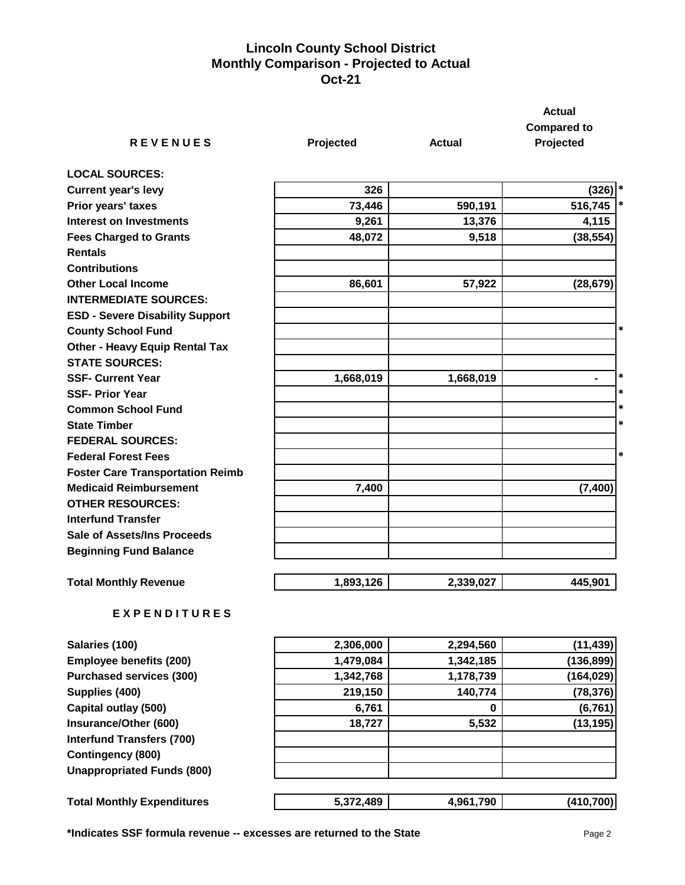# Lincoln County School District
## Monthly Comparison - Projected to Actual
## Oct-21

| R E V E N U E S | Projected | Actual | Actual Compared to Projected | |
|---|---|---|---|---|
| **LOCAL SOURCES:** | | | | |
| **Current year's levy** | 326 | | (326) | * |
| **Prior years' taxes** | 73,446 | 590,191 | 516,745 | * |
| **Interest on Investments** | 9,261 | 13,376 | 4,115 | |
| **Fees Charged to Grants** | 48,072 | 9,518 | (38,554) | |
| **Rentals** | | | | |
| **Contributions** | | | | |
| **Other Local Income** | 86,601 | 57,922 | (28,679) | |
| **INTERMEDIATE SOURCES:** | | | | |
| **ESD - Severe Disability Support** | | | | |
| **County School Fund** | | | | * |
| **Other - Heavy Equip Rental Tax** | | | | |
| **STATE SOURCES:** | | | | |
| **SSF- Current Year** | 1,668,019 | 1,668,019 | - | * |
| **SSF- Prior Year** | | | | * |
| **Common School Fund** | | | | * |
| **State Timber** | | | | * |
| **FEDERAL SOURCES:** | | | | |
| **Federal Forest Fees** | | | | * |
| **Foster Care Transportation Reimb** | | | | |
| **Medicaid Reimbursement** | 7,400 | | (7,400) | |
| **OTHER RESOURCES:** | | | | |
| **Interfund Transfer** | | | | |
| **Sale of Assets/Ins Proceeds** | | | | |
| **Beginning Fund Balance** | | | | |
| **Total Monthly Revenue** | 1,893,126 | 2,339,027 | 445,901 | |

| E X P E N D I T U R E S | Projected | Actual | Actual Compared to Projected |
|---|---|---|---|
| **Salaries (100)** | 2,306,000 | 2,294,560 | (11,439) |
| **Employee benefits (200)** | 1,479,084 | 1,342,185 | (136,899) |
| **Purchased services (300)** | 1,342,768 | 1,178,739 | (164,029) |
| **Supplies (400)** | 219,150 | 140,774 | (78,376) |
| **Capital outlay (500)** | 6,761 | 0 | (6,761) |
| **Insurance/Other (600)** | 18,727 | 5,532 | (13,195) |
| **Interfund Transfers (700)** | | | |
| **Contingency (800)** | | | |
| **Unappropriated Funds (800)** | | | |
| **Total Monthly Expenditures** | 5,372,489 | 4,961,790 | (410,700) |

**\*Indicates SSF formula revenue -- excesses are returned to the State**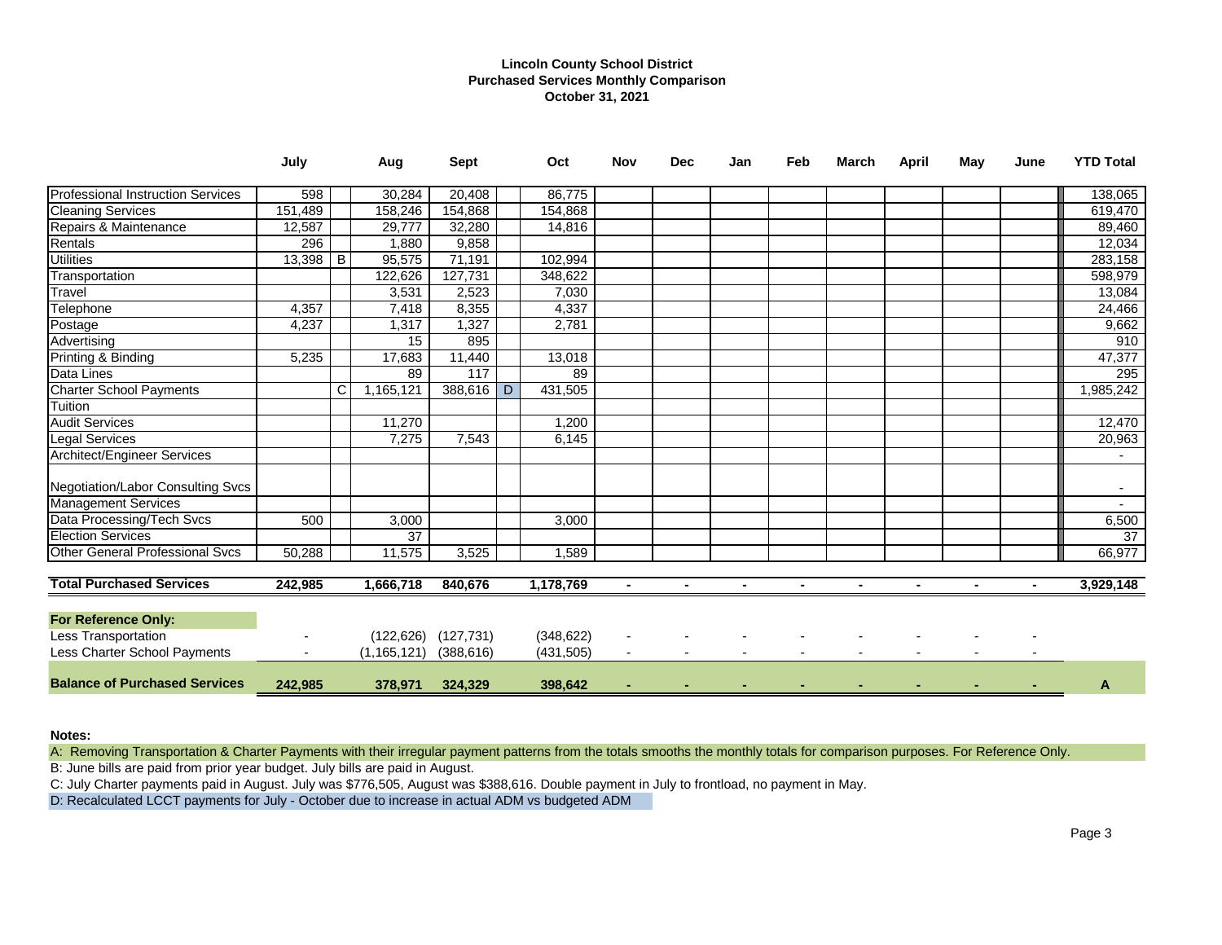**Lincoln County School District**
**Purchased Services Monthly Comparison**
**October 31, 2021**

| | July | | Aug | Sept | | Oct | Nov | Dec | Jan | Feb | March | April | May | June | YTD Total |
|---|---|---|---|---|---|---|---|---|---|---|---|---|---|---|---|
| Professional Instruction Services | 598 | | 30,284 | 20,408 | | 86,775 | | | | | | | | | 138,065 |
| Cleaning Services | 151,489 | | 158,246 | 154,868 | | 154,868 | | | | | | | | | 619,470 |
| Repairs & Maintenance | 12,587 | | 29,777 | 32,280 | | 14,816 | | | | | | | | | 89,460 |
| Rentals | 296 | | 1,880 | 9,858 | | | | | | | | | | | 12,034 |
| Utilities | 13,398 | B | 95,575 | 71,191 | | 102,994 | | | | | | | | | 283,158 |
| Transportation | | | 122,626 | 127,731 | | 348,622 | | | | | | | | | 598,979 |
| Travel | | | 3,531 | 2,523 | | 7,030 | | | | | | | | | 13,084 |
| Telephone | 4,357 | | 7,418 | 8,355 | | 4,337 | | | | | | | | | 24,466 |
| Postage | 4,237 | | 1,317 | 1,327 | | 2,781 | | | | | | | | | 9,662 |
| Advertising | | | 15 | 895 | | | | | | | | | | | 910 |
| Printing & Binding | 5,235 | | 17,683 | 11,440 | | 13,018 | | | | | | | | | 47,377 |
| Data Lines | | | 89 | 117 | | 89 | | | | | | | | | 295 |
| Charter School Payments | | C | 1,165,121 | 388,616 | D | 431,505 | | | | | | | | | 1,985,242 |
| Tuition | | | | | | | | | | | | | | | |
| Audit Services | | | 11,270 | | | 1,200 | | | | | | | | | 12,470 |
| Legal Services | | | 7,275 | 7,543 | | 6,145 | | | | | | | | | 20,963 |
| Architect/Engineer Services | | | | | | | | | | | | | | | - |
| Negotiation/Labor Consulting Svcs | | | | | | | | | | | | | | | - |
| Management Services | | | | | | | | | | | | | | | - |
| Data Processing/Tech Svcs | 500 | | 3,000 | | | 3,000 | | | | | | | | | 6,500 |
| Election Services | | | 37 | | | | | | | | | | | | 37 |
| Other General Professional Svcs | 50,288 | | 11,575 | 3,525 | | 1,589 | | | | | | | | | 66,977 |
| **Total Purchased Services** | **242,985** | | **1,666,718** | **840,676** | | **1,178,769** | **-** | **-** | **-** | **-** | **-** | **-** | **-** | **-** | **3,929,148** |
| **For Reference Only:** | | | | | | | | | | | | | | | |
| Less Transportation | - | | (122,626) | (127,731) | | (348,622) | - | - | - | - | - | - | - | - | |
| Less Charter School Payments | - | | (1,165,121) | (388,616) | | (431,505) | - | - | - | - | - | - | - | - | |
| **Balance of Purchased Services** | **242,985** | | **378,971** | **324,329** | | **398,642** | **-** | **-** | **-** | **-** | **-** | **-** | **-** | **-** | **A** |

**Notes:**

A: Removing Transportation & Charter Payments with their irregular payment patterns from the totals smooths the monthly totals for comparison purposes. For Reference Only.

B: June bills are paid from prior year budget. July bills are paid in August.

C: July Charter payments paid in August. July was $776,505, August was $388,616. Double payment in July to frontload, no payment in May.

D: Recalculated LCCT payments for July - October due to increase in actual ADM vs budgeted ADM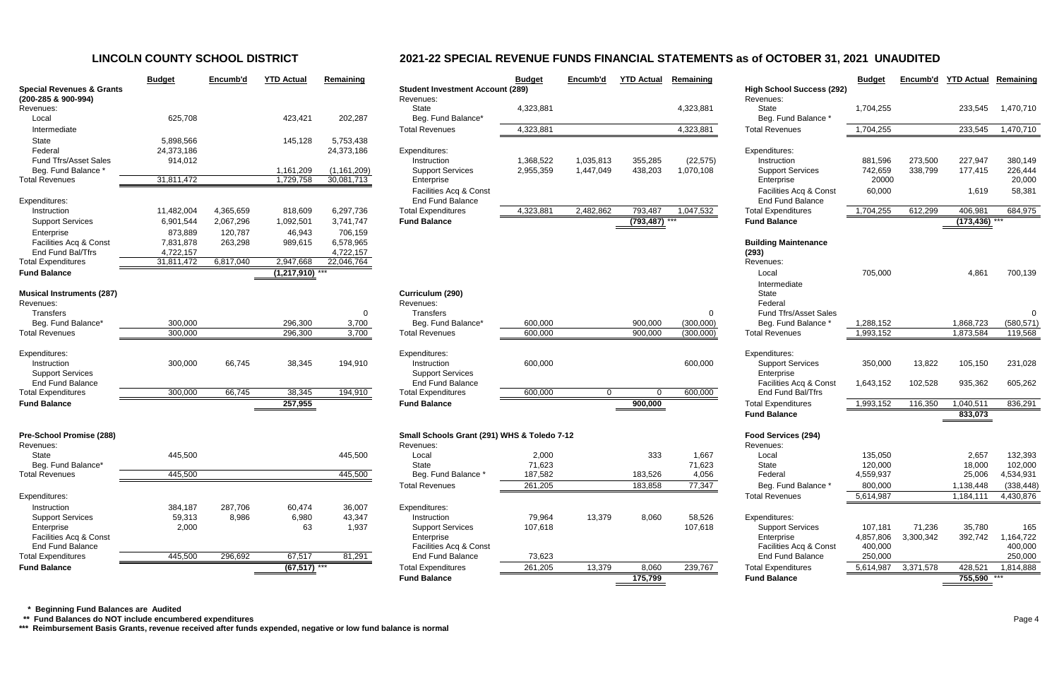# LINCOLN COUNTY SCHOOL DISTRICT

## 2021-22 SPECIAL REVENUE FUNDS FINANCIAL STATEMENTS as of OCTOBER 31, 2021 UNAUDITED

| Special Revenues & Grants (200-285 & 900-994) | Budget | Encumb'd | YTD Actual | Remaining |
|---|---|---|---|---|
| Revenues: | | | | |
| Local | 625,708 | | 423,421 | 202,287 |
| Intermediate | | | | |
| State | 5,898,566 | | 145,128 | 5,753,438 |
| Federal | 24,373,186 | | | 24,373,186 |
| Fund Tfrs/Asset Sales | 914,012 | | | |
| Beg. Fund Balance * | | | 1,161,209 | (1,161,209) |
| Total Revenues | 31,811,472 | | 1,729,758 | 30,081,713 |
| Expenditures: | | | | |
| Instruction | 11,482,004 | 4,365,659 | 818,609 | 6,297,736 |
| Support Services | 6,901,544 | 2,067,296 | 1,092,501 | 3,741,747 |
| Enterprise | 873,889 | 120,787 | 46,943 | 706,159 |
| Facilities Acq & Const | 7,831,878 | 263,298 | 989,615 | 6,578,965 |
| End Fund Bal/Tfrs | 4,722,157 | | | 4,722,157 |
| Total Expenditures | 31,811,472 | 6,817,040 | 2,947,668 | 22,046,764 |
| Fund Balance | | | (1,217,910) *** | |

| Musical Instruments (287) | Budget | Encumb'd | YTD Actual | Remaining |
|---|---|---|---|---|
| Revenues: | | | | |
| Transfers | | | | 0 |
| Beg. Fund Balance* | 300,000 | | 296,300 | 3,700 |
| Total Revenues | 300,000 | | 296,300 | 3,700 |
| Expenditures: | | | | |
| Instruction | 300,000 | 66,745 | 38,345 | 194,910 |
| Support Services | | | | |
| End Fund Balance | | | | |
| Total Expenditures | 300,000 | 66,745 | 38,345 | 194,910 |
| Fund Balance | | | 257,955 | |

| Pre-School Promise (288) | Budget | Encumb'd | YTD Actual | Remaining |
|---|---|---|---|---|
| Revenues: | | | | |
| State | 445,500 | | | 445,500 |
| Beg. Fund Balance* | | | | |
| Total Revenues | 445,500 | | | 445,500 |
| Expenditures: | | | | |
| Instruction | 384,187 | 287,706 | 60,474 | 36,007 |
| Support Services | 59,313 | 8,986 | 6,980 | 43,347 |
| Enterprise | 2,000 | | 63 | 1,937 |
| Facilities Acq & Const | | | | |
| End Fund Balance | | | | |
| Total Expenditures | 445,500 | 296,692 | 67,517 | 81,291 |
| Fund Balance | | | (67,517) *** | |

| Student Investment Account (289) | Budget | Encumb'd | YTD Actual | Remaining |
|---|---|---|---|---|
| Revenues: | | | | |
| State | 4,323,881 | | | 4,323,881 |
| Beg. Fund Balance* | | | | |
| Total Revenues | 4,323,881 | | | 4,323,881 |
| Expenditures: | | | | |
| Instruction | 1,368,522 | 1,035,813 | 355,285 | (22,575) |
| Support Services | 2,955,359 | 1,447,049 | 438,203 | 1,070,108 |
| Enterprise | | | | |
| Facilities Acq & Const | | | | |
| End Fund Balance | | | | |
| Total Expenditures | 4,323,881 | 2,482,862 | 793,487 | 1,047,532 |
| Fund Balance | | | (793,487) *** | |

| Curriculum (290) | Budget | Encumb'd | YTD Actual | Remaining |
|---|---|---|---|---|
| Revenues: | | | | |
| Transfers | | | | 0 |
| Beg. Fund Balance* | 600,000 | | 900,000 | (300,000) |
| Total Revenues | 600,000 | | 900,000 | (300,000) |
| Expenditures: | | | | |
| Instruction | 600,000 | | | 600,000 |
| Support Services | | | | |
| End Fund Balance | | | | |
| Total Expenditures | 600,000 | 0 | 0 | 600,000 |
| Fund Balance | | | 900,000 | |

| Small Schools Grant (291) WHS & Toledo 7-12 | Budget | Encumb'd | YTD Actual | Remaining |
|---|---|---|---|---|
| Revenues: | | | | |
| Local | 2,000 | | 333 | 1,667 |
| State | 71,623 | | | 71,623 |
| Beg. Fund Balance * | 187,582 | | 183,526 | 4,056 |
| Total Revenues | 261,205 | | 183,858 | 77,347 |
| Expenditures: | | | | |
| Instruction | 79,964 | 13,379 | 8,060 | 58,526 |
| Support Services | 107,618 | | | 107,618 |
| Enterprise | | | | |
| Facilities Acq & Const | | | | |
| End Fund Balance | 73,623 | | | |
| Total Expenditures | 261,205 | 13,379 | 8,060 | 239,767 |
| Fund Balance | | | 175,799 | |

| High School Success (292) | Budget | Encumb'd | YTD Actual | Remaining |
|---|---|---|---|---|
| Revenues: | | | | |
| State | 1,704,255 | | 233,545 | 1,470,710 |
| Beg. Fund Balance * | | | | |
| Total Revenues | 1,704,255 | | 233,545 | 1,470,710 |
| Expenditures: | | | | |
| Instruction | 881,596 | 273,500 | 227,947 | 380,149 |
| Support Services | 742,659 | 338,799 | 177,415 | 226,444 |
| Enterprise | 20000 | | | 20,000 |
| Facilities Acq & Const | 60,000 | | 1,619 | 58,381 |
| End Fund Balance | | | | |
| Total Expenditures | 1,704,255 | 612,299 | 406,981 | 684,975 |
| Fund Balance | | | (173,436) *** | |

| Building Maintenance (293) | Budget | Encumb'd | YTD Actual | Remaining |
|---|---|---|---|---|
| Revenues: | | | | |
| Local | 705,000 | | 4,861 | 700,139 |
| Intermediate | | | | |
| State | | | | |
| Federal | | | | |
| Fund Tfrs/Asset Sales | | | | 0 |
| Beg. Fund Balance * | 1,288,152 | | 1,868,723 | (580,571) |
| Total Revenues | 1,993,152 | | 1,873,584 | 119,568 |
| Expenditures: | | | | |
| Support Services | 350,000 | 13,822 | 105,150 | 231,028 |
| Enterprise | | | | |
| Facilities Acq & Const | 1,643,152 | 102,528 | 935,362 | 605,262 |
| End Fund Bal/Tfrs | | | | |
| Total Expenditures | 1,993,152 | 116,350 | 1,040,511 | 836,291 |
| Fund Balance | | | 833,073 | |

| Food Services (294) | Budget | Encumb'd | YTD Actual | Remaining |
|---|---|---|---|---|
| Revenues: | | | | |
| Local | 135,050 | | 2,657 | 132,393 |
| State | 120,000 | | 18,000 | 102,000 |
| Federal | 4,559,937 | | 25,006 | 4,534,931 |
| Beg. Fund Balance * | 800,000 | | 1,138,448 | (338,448) |
| Total Revenues | 5,614,987 | | 1,184,111 | 4,430,876 |
| Expenditures: | | | | |
| Support Services | 107,181 | 71,236 | 35,780 | 165 |
| Enterprise | 4,857,806 | 3,300,342 | 392,742 | 1,164,722 |
| Facilities Acq & Const | 400,000 | | | 400,000 |
| End Fund Balance | 250,000 | | | 250,000 |
| Total Expenditures | 5,614,987 | 3,371,578 | 428,521 | 1,814,888 |
| Fund Balance | | | 755,590 *** | |

\* Beginning Fund Balances are Audited

\*\* Fund Balances do NOT include encumbered expenditures

\*\*\* Reimbursement Basis Grants, revenue received after funds expended, negative or low fund balance is normal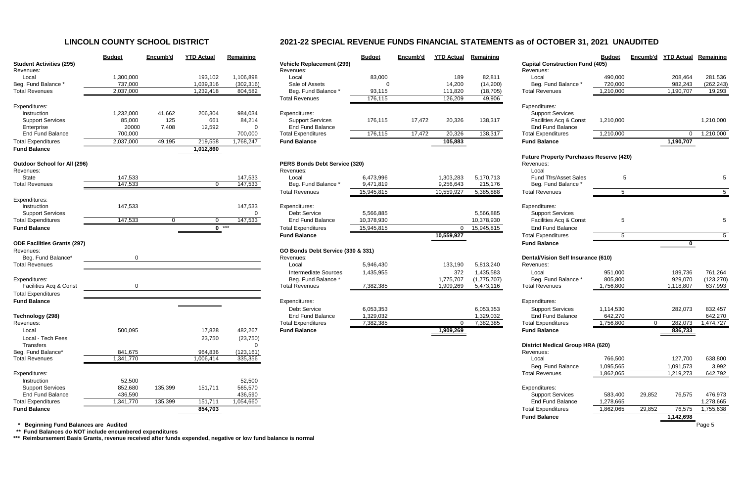# LINCOLN COUNTY SCHOOL DISTRICT

## 2021-22 SPECIAL REVENUE FUNDS FINANCIAL STATEMENTS as of OCTOBER 31, 2021 UNAUDITED

| | Budget | Encumb'd | YTD Actual | Remaining |
|---|---|---|---|---|
| **Student Activities (295)** | | | | |
| Revenues: | | | | |
| Local | 1,300,000 | | 193,102 | 1,106,898 |
| Beg. Fund Balance * | 737,000 | | 1,039,316 | (302,316) |
| Total Revenues | 2,037,000 | | 1,232,418 | 804,582 |
| Expenditures: | | | | |
| Instruction | 1,232,000 | 41,662 | 206,304 | 984,034 |
| Support Services | 85,000 | 125 | 661 | 84,214 |
| Enterprise | 20000 | 7,408 | 12,592 | 0 |
| End Fund Balance | 700,000 | | | 700,000 |
| Total Expenditures | 2,037,000 | 49,195 | 219,558 | 1,768,247 |
| **Fund Balance** | | | 1,012,860 | |
| **Outdoor School for All (296)** | | | | |
| Revenues: | | | | |
| State | 147,533 | | | 147,533 |
| Total Revenues | 147,533 | | 0 | 147,533 |
| Expenditures: | | | | |
| Instruction | 147,533 | | | 147,533 |
| Support Services | | | | 0 |
| Total Expenditures | 147,533 | 0 | 0 | 147,533 |
| **Fund Balance** | | | 0 *** | |
| **ODE Facilities Grants (297)** | | | | |
| Revenues: | | | | |
| Beg. Fund Balance* | 0 | | | |
| Total Revenues | | | | |
| Expenditures: | | | | |
| Facilities Acq & Const | 0 | | | |
| Total Expenditures | | | | |
| **Fund Balance** | | | | |
| **Technology (298)** | | | | |
| Revenues: | | | | |
| Local | 500,095 | | 17,828 | 482,267 |
| Local - Tech Fees | | | 23,750 | (23,750) |
| Transfers | | | | 0 |
| Beg. Fund Balance* | 841,675 | | 964,836 | (123,161) |
| Total Revenues | 1,341,770 | | 1,006,414 | 335,356 |
| Expenditures: | | | | |
| Instruction | 52,500 | | | 52,500 |
| Support Services | 852,680 | 135,399 | 151,711 | 565,570 |
| End Fund Balance | 436,590 | | | 436,590 |
| Total Expenditures | 1,341,770 | 135,399 | 151,711 | 1,054,660 |
| **Fund Balance** | | | 854,703 | |

| | Budget | Encumb'd | YTD Actual | Remaining |
|---|---|---|---|---|
| **Vehicle Replacement (299)** | | | | |
| Revenues: | | | | |
| Local | 83,000 | | 189 | 82,811 |
| Sale of Assets | 0 | | 14,200 | (14,200) |
| Beg. Fund Balance * | 93,115 | | 111,820 | (18,705) |
| Total Revenues | 176,115 | | 126,209 | 49,906 |
| Expenditures: | | | | |
| Support Services | 176,115 | 17,472 | 20,326 | 138,317 |
| End Fund Balance | | | | |
| Total Expenditures | 176,115 | 17,472 | 20,326 | 138,317 |
| **Fund Balance** | | | 105,883 | |
| **PERS Bonds Debt Service (320)** | | | | |
| Revenues: | | | | |
| Local | 6,473,996 | | 1,303,283 | 5,170,713 |
| Beg. Fund Balance * | 9,471,819 | | 9,256,643 | 215,176 |
| Total Revenues | 15,945,815 | | 10,559,927 | 5,385,888 |
| Expenditures: | | | | |
| Debt Service | 5,566,885 | | | 5,566,885 |
| End Fund Balance | 10,378,930 | | | 10,378,930 |
| Total Expenditures | 15,945,815 | | 0 | 15,945,815 |
| **Fund Balance** | | | 10,559,927 | |
| **GO Bonds Debt Service (330 & 331)** | | | | |
| Revenues: | | | | |
| Local | 5,946,430 | | 133,190 | 5,813,240 |
| Intermediate Sources | 1,435,955 | | 372 | 1,435,583 |
| Beg. Fund Balance * | | | 1,775,707 | (1,775,707) |
| Total Revenues | 7,382,385 | | 1,909,269 | 5,473,116 |
| Expenditures: | | | | |
| Debt Service | 6,053,353 | | | 6,053,353 |
| End Fund Balance | 1,329,032 | | | 1,329,032 |
| Total Expenditures | 7,382,385 | | 0 | 7,382,385 |
| **Fund Balance** | | | 1,909,269 | |

| | Budget | Encumb'd | YTD Actual | Remaining |
|---|---|---|---|---|
| **Capital Construction Fund (405)** | | | | |
| Revenues: | | | | |
| Local | 490,000 | | 208,464 | 281,536 |
| Beg. Fund Balance * | 720,000 | | 982,243 | (262,243) |
| Total Revenues | 1,210,000 | | 1,190,707 | 19,293 |
| Expenditures: | | | | |
| Support Services | | | | |
| Facilities Acq & Const | 1,210,000 | | | 1,210,000 |
| End Fund Balance | | | | |
| Total Expenditures | 1,210,000 | | 0 | 1,210,000 |
| **Fund Balance** | | | 1,190,707 | |
| **Future Property Purchases Reserve (420)** | | | | |
| Revenues: | | | | |
| Local | | | | |
| Fund Tfrs/Asset Sales | 5 | | | 5 |
| Beg. Fund Balance * | | | | |
| Total Revenues | 5 | | | 5 |
| Expenditures: | | | | |
| Support Services | | | | |
| Facilities Acq & Const | 5 | | | 5 |
| End Fund Balance | | | | |
| Total Expenditures | 5 | | | 5 |
| **Fund Balance** | | | 0 | |
| **Dental/Vision Self Insurance (610)** | | | | |
| Revenues: | | | | |
| Local | 951,000 | | 189,736 | 761,264 |
| Beg. Fund Balance * | 805,800 | | 929,070 | (123,270) |
| Total Revenues | 1,756,800 | | 1,118,807 | 637,993 |
| Expenditures: | | | | |
| Support Services | 1,114,530 | | 282,073 | 832,457 |
| End Fund Balance | 642,270 | | | 642,270 |
| Total Expenditures | 1,756,800 | 0 | 282,073 | 1,474,727 |
| **Fund Balance** | | | 836,733 | |
| **District Medical Group HRA (620)** | | | | |
| Revenues: | | | | |
| Local | 766,500 | | 127,700 | 638,800 |
| Beg. Fund Balance | 1,095,565 | | 1,091,573 | 3,992 |
| Total Revenues | 1,862,065 | | 1,219,273 | 642,792 |
| Expenditures: | | | | |
| Support Services | 583,400 | 29,852 | 76,575 | 476,973 |
| End Fund Balance | 1,278,665 | | | 1,278,665 |
| Total Expenditures | 1,862,065 | 29,852 | 76,575 | 1,755,638 |
| **Fund Balance** | | | 1,142,698 | |

**\* Beginning Fund Balances are Audited**

**\*\* Fund Balances do NOT include encumbered expenditures**

**\*\*\* Reimbursement Basis Grants, revenue received after funds expended, negative or low fund balance is normal**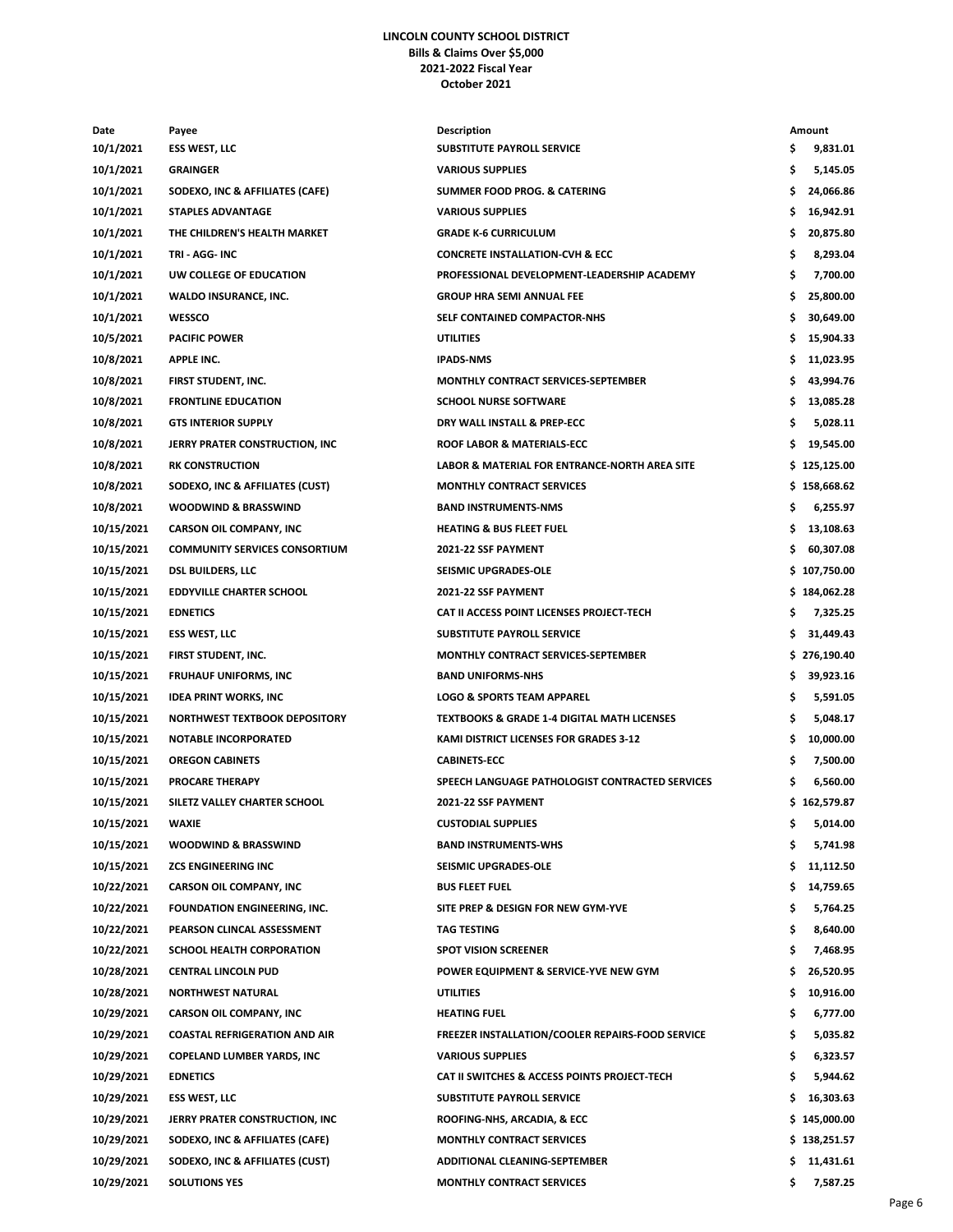# LINCOLN COUNTY SCHOOL DISTRICT
## Bills & Claims Over $5,000
## 2021-2022 Fiscal Year
## October 2021

| Date | Payee | Description | Amount |
|---|---|---|---|
| 10/1/2021 | ESS WEST, LLC | SUBSTITUTE PAYROLL SERVICE | $ 9,831.01 |
| 10/1/2021 | GRAINGER | VARIOUS SUPPLIES | $ 5,145.05 |
| 10/1/2021 | SODEXO, INC & AFFILIATES (CAFE) | SUMMER FOOD PROG. & CATERING | $ 24,066.86 |
| 10/1/2021 | STAPLES ADVANTAGE | VARIOUS SUPPLIES | $ 16,942.91 |
| 10/1/2021 | THE CHILDREN'S HEALTH MARKET | GRADE K-6 CURRICULUM | $ 20,875.80 |
| 10/1/2021 | TRI - AGG- INC | CONCRETE INSTALLATION-CVH & ECC | $ 8,293.04 |
| 10/1/2021 | UW COLLEGE OF EDUCATION | PROFESSIONAL DEVELOPMENT-LEADERSHIP ACADEMY | $ 7,700.00 |
| 10/1/2021 | WALDO INSURANCE, INC. | GROUP HRA SEMI ANNUAL FEE | $ 25,800.00 |
| 10/1/2021 | WESSCO | SELF CONTAINED COMPACTOR-NHS | $ 30,649.00 |
| 10/5/2021 | PACIFIC POWER | UTILITIES | $ 15,904.33 |
| 10/8/2021 | APPLE INC. | IPADS-NMS | $ 11,023.95 |
| 10/8/2021 | FIRST STUDENT, INC. | MONTHLY CONTRACT SERVICES-SEPTEMBER | $ 43,994.76 |
| 10/8/2021 | FRONTLINE EDUCATION | SCHOOL NURSE SOFTWARE | $ 13,085.28 |
| 10/8/2021 | GTS INTERIOR SUPPLY | DRY WALL INSTALL & PREP-ECC | $ 5,028.11 |
| 10/8/2021 | JERRY PRATER CONSTRUCTION, INC | ROOF LABOR & MATERIALS-ECC | $ 19,545.00 |
| 10/8/2021 | RK CONSTRUCTION | LABOR & MATERIAL FOR ENTRANCE-NORTH AREA SITE | $ 125,125.00 |
| 10/8/2021 | SODEXO, INC & AFFILIATES (CUST) | MONTHLY CONTRACT SERVICES | $ 158,668.62 |
| 10/8/2021 | WOODWIND & BRASSWIND | BAND INSTRUMENTS-NMS | $ 6,255.97 |
| 10/15/2021 | CARSON OIL COMPANY, INC | HEATING & BUS FLEET FUEL | $ 13,108.63 |
| 10/15/2021 | COMMUNITY SERVICES CONSORTIUM | 2021-22 SSF PAYMENT | $ 60,307.08 |
| 10/15/2021 | DSL BUILDERS, LLC | SEISMIC UPGRADES-OLE | $ 107,750.00 |
| 10/15/2021 | EDDYVILLE CHARTER SCHOOL | 2021-22 SSF PAYMENT | $ 184,062.28 |
| 10/15/2021 | EDNETICS | CAT II ACCESS POINT LICENSES PROJECT-TECH | $ 7,325.25 |
| 10/15/2021 | ESS WEST, LLC | SUBSTITUTE PAYROLL SERVICE | $ 31,449.43 |
| 10/15/2021 | FIRST STUDENT, INC. | MONTHLY CONTRACT SERVICES-SEPTEMBER | $ 276,190.40 |
| 10/15/2021 | FRUHAUF UNIFORMS, INC | BAND UNIFORMS-NHS | $ 39,923.16 |
| 10/15/2021 | IDEA PRINT WORKS, INC | LOGO & SPORTS TEAM APPAREL | $ 5,591.05 |
| 10/15/2021 | NORTHWEST TEXTBOOK DEPOSITORY | TEXTBOOKS & GRADE 1-4 DIGITAL MATH LICENSES | $ 5,048.17 |
| 10/15/2021 | NOTABLE INCORPORATED | KAMI DISTRICT LICENSES FOR GRADES 3-12 | $ 10,000.00 |
| 10/15/2021 | OREGON CABINETS | CABINETS-ECC | $ 7,500.00 |
| 10/15/2021 | PROCARE THERAPY | SPEECH LANGUAGE PATHOLOGIST CONTRACTED SERVICES | $ 6,560.00 |
| 10/15/2021 | SILETZ VALLEY CHARTER SCHOOL | 2021-22 SSF PAYMENT | $ 162,579.87 |
| 10/15/2021 | WAXIE | CUSTODIAL SUPPLIES | $ 5,014.00 |
| 10/15/2021 | WOODWIND & BRASSWIND | BAND INSTRUMENTS-WHS | $ 5,741.98 |
| 10/15/2021 | ZCS ENGINEERING INC | SEISMIC UPGRADES-OLE | $ 11,112.50 |
| 10/22/2021 | CARSON OIL COMPANY, INC | BUS FLEET FUEL | $ 14,759.65 |
| 10/22/2021 | FOUNDATION ENGINEERING, INC. | SITE PREP & DESIGN FOR NEW GYM-YVE | $ 5,764.25 |
| 10/22/2021 | PEARSON CLINCAL ASSESSMENT | TAG TESTING | $ 8,640.00 |
| 10/22/2021 | SCHOOL HEALTH CORPORATION | SPOT VISION SCREENER | $ 7,468.95 |
| 10/28/2021 | CENTRAL LINCOLN PUD | POWER EQUIPMENT & SERVICE-YVE NEW GYM | $ 26,520.95 |
| 10/28/2021 | NORTHWEST NATURAL | UTILITIES | $ 10,916.00 |
| 10/29/2021 | CARSON OIL COMPANY, INC | HEATING FUEL | $ 6,777.00 |
| 10/29/2021 | COASTAL REFRIGERATION AND AIR | FREEZER INSTALLATION/COOLER REPAIRS-FOOD SERVICE | $ 5,035.82 |
| 10/29/2021 | COPELAND LUMBER YARDS, INC | VARIOUS SUPPLIES | $ 6,323.57 |
| 10/29/2021 | EDNETICS | CAT II SWITCHES & ACCESS POINTS PROJECT-TECH | $ 5,944.62 |
| 10/29/2021 | ESS WEST, LLC | SUBSTITUTE PAYROLL SERVICE | $ 16,303.63 |
| 10/29/2021 | JERRY PRATER CONSTRUCTION, INC | ROOFING-NHS, ARCADIA, & ECC | $ 145,000.00 |
| 10/29/2021 | SODEXO, INC & AFFILIATES (CAFE) | MONTHLY CONTRACT SERVICES | $ 138,251.57 |
| 10/29/2021 | SODEXO, INC & AFFILIATES (CUST) | ADDITIONAL CLEANING-SEPTEMBER | $ 11,431.61 |
| 10/29/2021 | SOLUTIONS YES | MONTHLY CONTRACT SERVICES | $ 7,587.25 |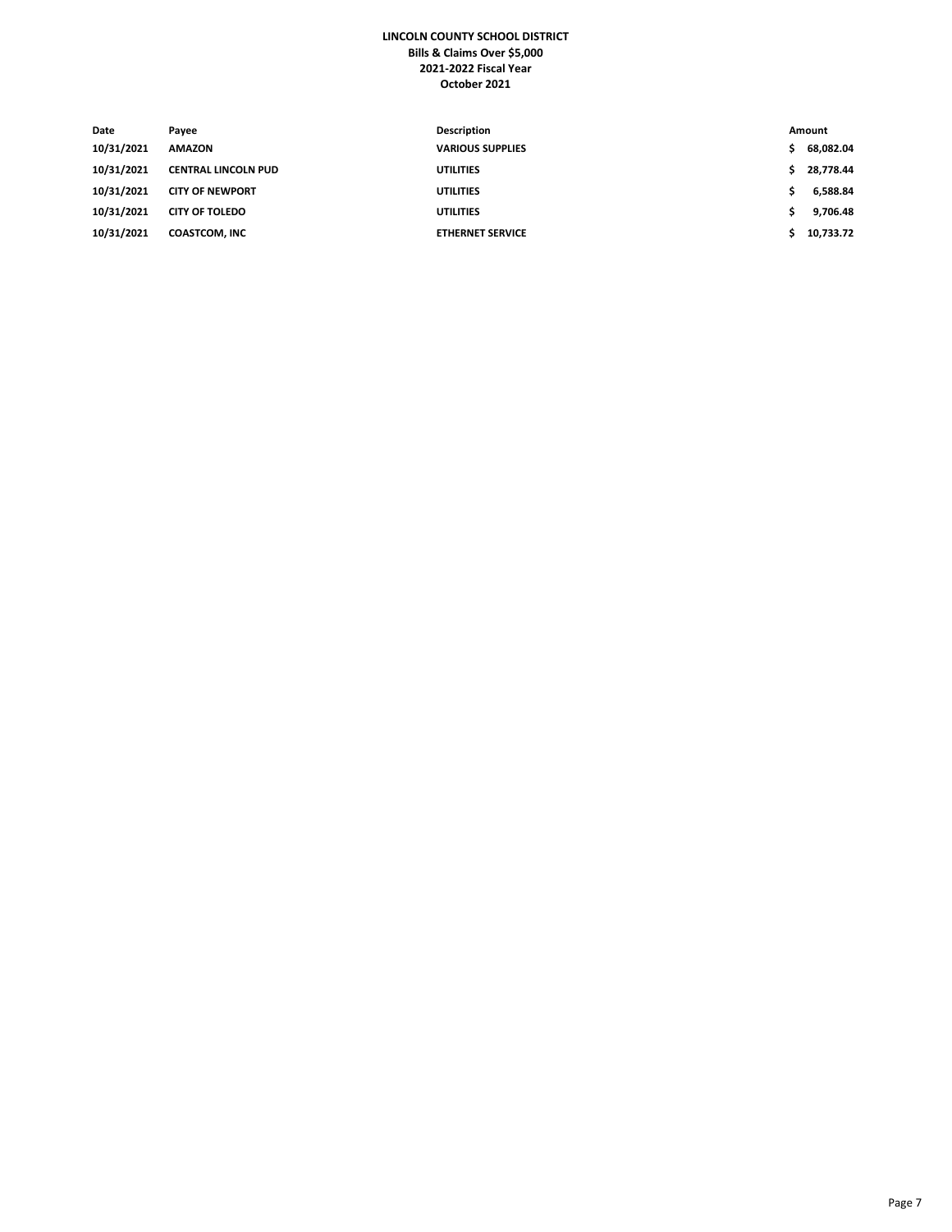**LINCOLN COUNTY SCHOOL DISTRICT**
**Bills & Claims Over $5,000**
**2021-2022 Fiscal Year**
**October 2021**

| Date | Payee | Description | Amount |
|---|---|---|---|
| 10/31/2021 | AMAZON | VARIOUS SUPPLIES | $ 68,082.04 |
| 10/31/2021 | CENTRAL LINCOLN PUD | UTILITIES | $ 28,778.44 |
| 10/31/2021 | CITY OF NEWPORT | UTILITIES | $ 6,588.84 |
| 10/31/2021 | CITY OF TOLEDO | UTILITIES | $ 9,706.48 |
| 10/31/2021 | COASTCOM, INC | ETHERNET SERVICE | $ 10,733.72 |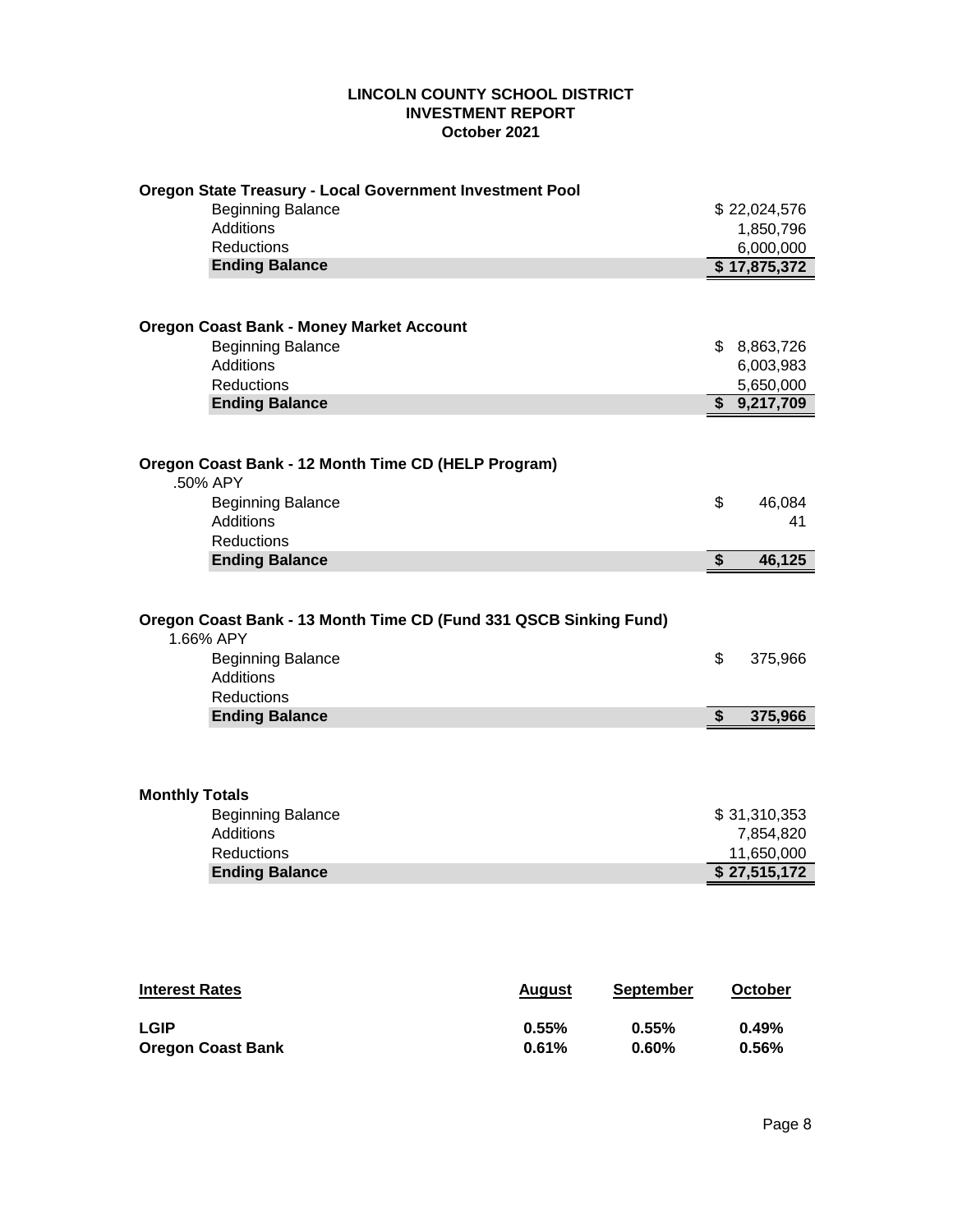# LINCOLN COUNTY SCHOOL DISTRICT
## INVESTMENT REPORT
### October 2021

**Oregon State Treasury - Local Government Investment Pool**

| | |
|---|---|
| Beginning Balance | $ 22,024,576 |
| Additions | 1,850,796 |
| Reductions | 6,000,000 |
| **Ending Balance** | **$ 17,875,372** |

**Oregon Coast Bank - Money Market Account**

| | |
|---|---|
| Beginning Balance | $ 8,863,726 |
| Additions | 6,003,983 |
| Reductions | 5,650,000 |
| **Ending Balance** | **$ 9,217,709** |

**Oregon Coast Bank - 12 Month Time CD (HELP Program)**

.50% APY

| | |
|---|---|
| Beginning Balance | $ 46,084 |
| Additions | 41 |
| Reductions | |
| **Ending Balance** | **$ 46,125** |

**Oregon Coast Bank - 13 Month Time CD (Fund 331 QSCB Sinking Fund)**

1.66% APY

| | |
|---|---|
| Beginning Balance | $ 375,966 |
| Additions | |
| Reductions | |
| **Ending Balance** | **$ 375,966** |

**Monthly Totals**

| | |
|---|---|
| Beginning Balance | $ 31,310,353 |
| Additions | 7,854,820 |
| Reductions | 11,650,000 |
| **Ending Balance** | **$ 27,515,172** |

| **Interest Rates** | **August** | **September** | **October** |
|---|---|---|---|
| **LGIP** | **0.55%** | **0.55%** | **0.49%** |
| **Oregon Coast Bank** | **0.61%** | **0.60%** | **0.56%** |